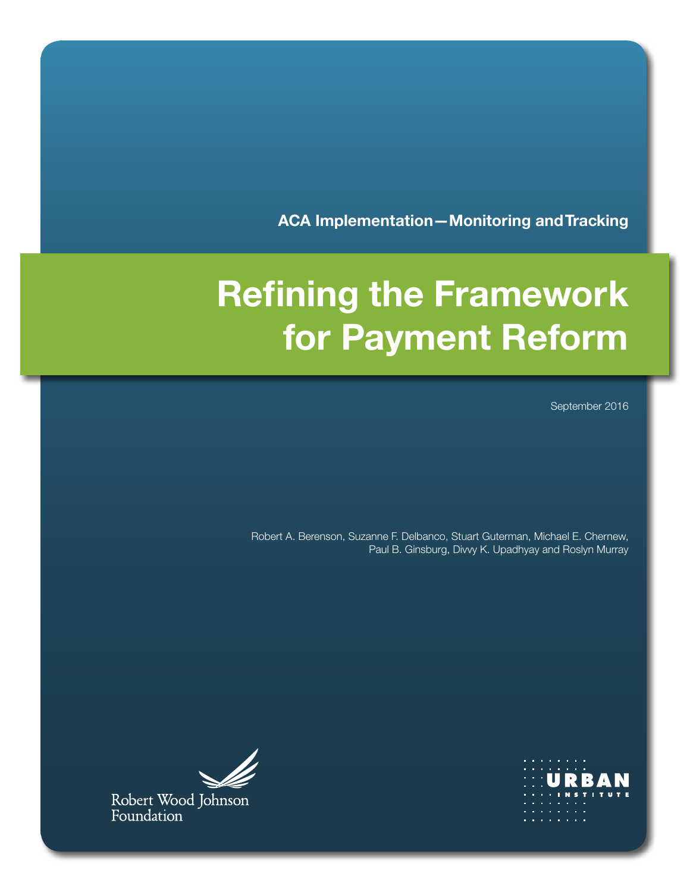ACA Implementation—Monitoring and Tracking

# Refining the Framework for Payment Reform

September 2016

Robert A. Berenson, Suzanne F. Delbanco, Stuart Guterman, Michael E. Chernew, Paul B. Ginsburg, Divvy K. Upadhyay and Roslyn Murray

Robert Wood Johnson Foundation

URBAN INSTITUTE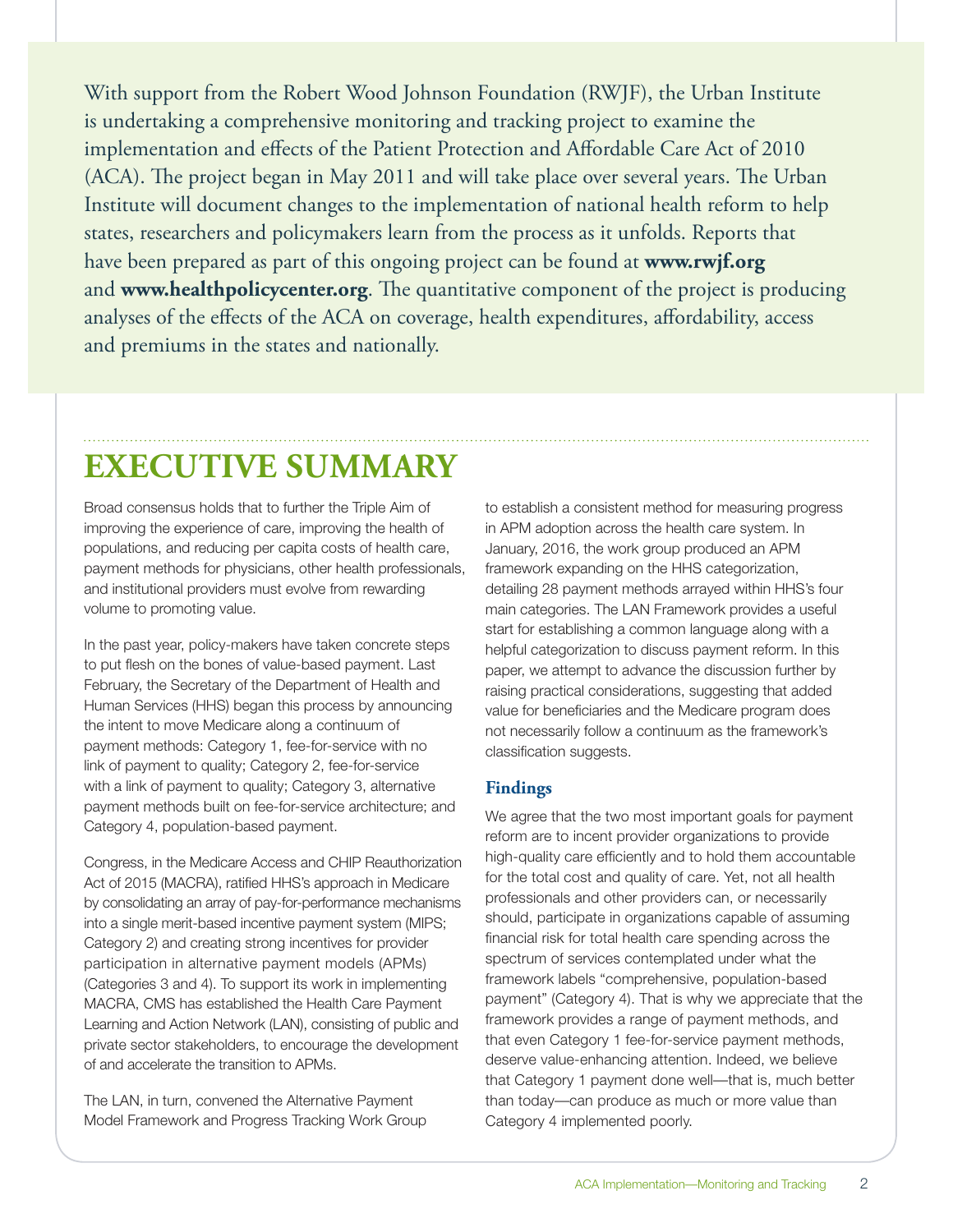With support from the Robert Wood Johnson Foundation (RWJF), the Urban Institute is undertaking a comprehensive monitoring and tracking project to examine the implementation and effects of the Patient Protection and Affordable Care Act of 2010 (ACA). The project began in May 2011 and will take place over several years. The Urban Institute will document changes to the implementation of national health reform to help states, researchers and policymakers learn from the process as it unfolds. Reports that have been prepared as part of this ongoing project can be found at **www.rwjf.org** and **www.healthpolicycenter.org**. The quantitative component of the project is producing analyses of the effects of the ACA on coverage, health expenditures, affordability, access and premiums in the states and nationally.

# EXECUTIVE SUMMARY

Broad consensus holds that to further the Triple Aim of improving the experience of care, improving the health of populations, and reducing per capita costs of health care, payment methods for physicians, other health professionals, and institutional providers must evolve from rewarding volume to promoting value.

In the past year, policy-makers have taken concrete steps to put flesh on the bones of value-based payment. Last February, the Secretary of the Department of Health and Human Services (HHS) began this process by announcing the intent to move Medicare along a continuum of payment methods: Category 1, fee-for-service with no link of payment to quality; Category 2, fee-for-service with a link of payment to quality; Category 3, alternative payment methods built on fee-for-service architecture; and Category 4, population-based payment.

Congress, in the Medicare Access and CHIP Reauthorization Act of 2015 (MACRA), ratified HHS's approach in Medicare by consolidating an array of pay-for-performance mechanisms into a single merit-based incentive payment system (MIPS; Category 2) and creating strong incentives for provider participation in alternative payment models (APMs) (Categories 3 and 4). To support its work in implementing MACRA, CMS has established the Health Care Payment Learning and Action Network (LAN), consisting of public and private sector stakeholders, to encourage the development of and accelerate the transition to APMs.

The LAN, in turn, convened the Alternative Payment Model Framework and Progress Tracking Work Group to establish a consistent method for measuring progress in APM adoption across the health care system. In January, 2016, the work group produced an APM framework expanding on the HHS categorization, detailing 28 payment methods arrayed within HHS's four main categories. The LAN Framework provides a useful start for establishing a common language along with a helpful categorization to discuss payment reform. In this paper, we attempt to advance the discussion further by raising practical considerations, suggesting that added value for beneficiaries and the Medicare program does not necessarily follow a continuum as the framework's classification suggests.

### Findings

We agree that the two most important goals for payment reform are to incent provider organizations to provide high-quality care efficiently and to hold them accountable for the total cost and quality of care. Yet, not all health professionals and other providers can, or necessarily should, participate in organizations capable of assuming financial risk for total health care spending across the spectrum of services contemplated under what the framework labels "comprehensive, population-based payment" (Category 4). That is why we appreciate that the framework provides a range of payment methods, and that even Category 1 fee-for-service payment methods, deserve value-enhancing attention. Indeed, we believe that Category 1 payment done well—that is, much better than today—can produce as much or more value than Category 4 implemented poorly.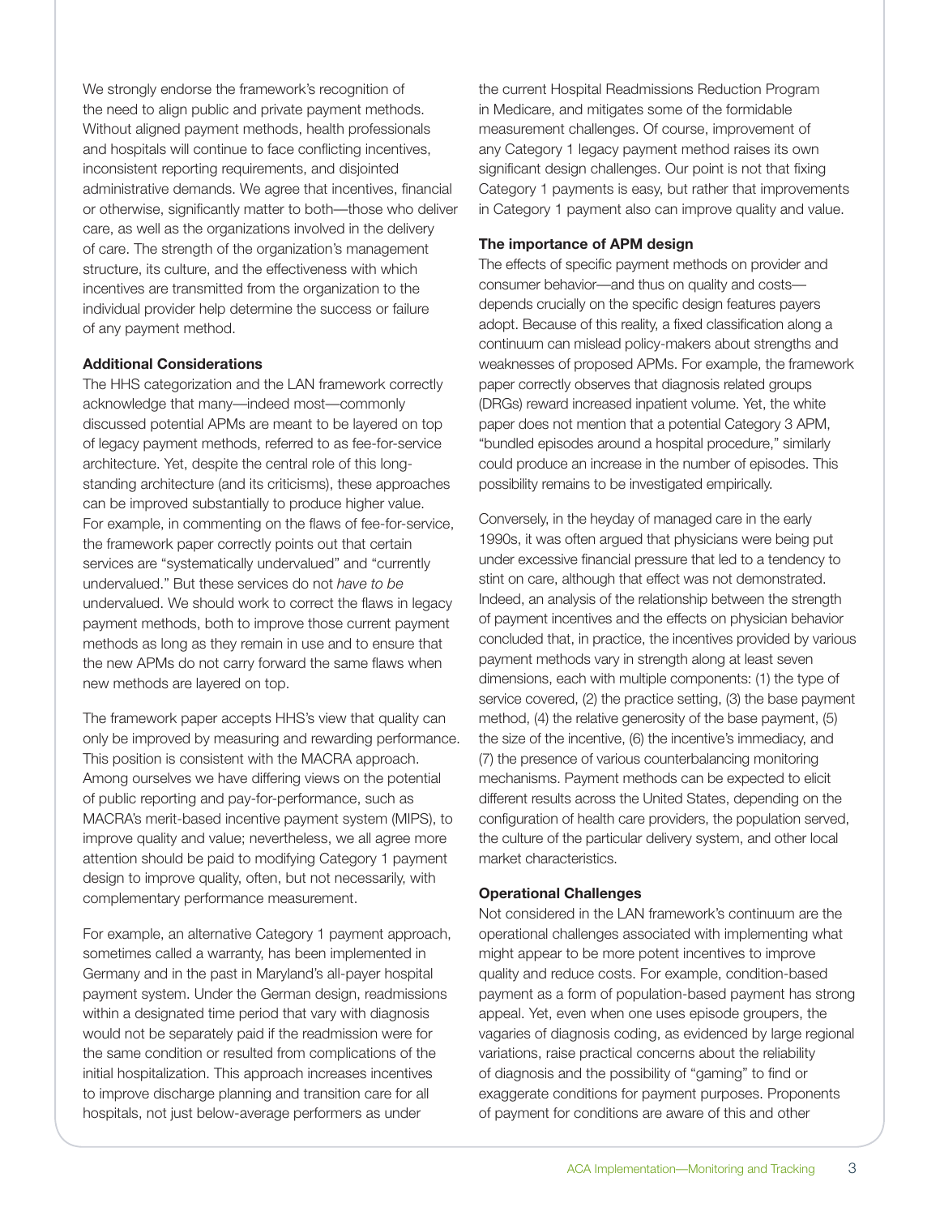We strongly endorse the framework's recognition of the need to align public and private payment methods. Without aligned payment methods, health professionals and hospitals will continue to face conflicting incentives, inconsistent reporting requirements, and disjointed administrative demands. We agree that incentives, financial or otherwise, significantly matter to both—those who deliver care, as well as the organizations involved in the delivery of care. The strength of the organization's management structure, its culture, and the effectiveness with which incentives are transmitted from the organization to the individual provider help determine the success or failure of any payment method.

**Additional Considerations**

The HHS categorization and the LAN framework correctly acknowledge that many—indeed most—commonly discussed potential APMs are meant to be layered on top of legacy payment methods, referred to as fee-for-service architecture. Yet, despite the central role of this long-standing architecture (and its criticisms), these approaches can be improved substantially to produce higher value. For example, in commenting on the flaws of fee-for-service, the framework paper correctly points out that certain services are "systematically undervalued" and "currently undervalued." But these services do not *have to be* undervalued. We should work to correct the flaws in legacy payment methods, both to improve those current payment methods as long as they remain in use and to ensure that the new APMs do not carry forward the same flaws when new methods are layered on top.

The framework paper accepts HHS's view that quality can only be improved by measuring and rewarding performance. This position is consistent with the MACRA approach. Among ourselves we have differing views on the potential of public reporting and pay-for-performance, such as MACRA's merit-based incentive payment system (MIPS), to improve quality and value; nevertheless, we all agree more attention should be paid to modifying Category 1 payment design to improve quality, often, but not necessarily, with complementary performance measurement.

For example, an alternative Category 1 payment approach, sometimes called a warranty, has been implemented in Germany and in the past in Maryland's all-payer hospital payment system. Under the German design, readmissions within a designated time period that vary with diagnosis would not be separately paid if the readmission were for the same condition or resulted from complications of the initial hospitalization. This approach increases incentives to improve discharge planning and transition care for all hospitals, not just below-average performers as under the current Hospital Readmissions Reduction Program in Medicare, and mitigates some of the formidable measurement challenges. Of course, improvement of any Category 1 legacy payment method raises its own significant design challenges. Our point is not that fixing Category 1 payments is easy, but rather that improvements in Category 1 payment also can improve quality and value.

**The importance of APM design**

The effects of specific payment methods on provider and consumer behavior—and thus on quality and costs—depends crucially on the specific design features payers adopt. Because of this reality, a fixed classification along a continuum can mislead policy-makers about strengths and weaknesses of proposed APMs. For example, the framework paper correctly observes that diagnosis related groups (DRGs) reward increased inpatient volume. Yet, the white paper does not mention that a potential Category 3 APM, "bundled episodes around a hospital procedure," similarly could produce an increase in the number of episodes. This possibility remains to be investigated empirically.

Conversely, in the heyday of managed care in the early 1990s, it was often argued that physicians were being put under excessive financial pressure that led to a tendency to stint on care, although that effect was not demonstrated. Indeed, an analysis of the relationship between the strength of payment incentives and the effects on physician behavior concluded that, in practice, the incentives provided by various payment methods vary in strength along at least seven dimensions, each with multiple components: (1) the type of service covered, (2) the practice setting, (3) the base payment method, (4) the relative generosity of the base payment, (5) the size of the incentive, (6) the incentive's immediacy, and (7) the presence of various counterbalancing monitoring mechanisms. Payment methods can be expected to elicit different results across the United States, depending on the configuration of health care providers, the population served, the culture of the particular delivery system, and other local market characteristics.

**Operational Challenges**

Not considered in the LAN framework's continuum are the operational challenges associated with implementing what might appear to be more potent incentives to improve quality and reduce costs. For example, condition-based payment as a form of population-based payment has strong appeal. Yet, even when one uses episode groupers, the vagaries of diagnosis coding, as evidenced by large regional variations, raise practical concerns about the reliability of diagnosis and the possibility of "gaming" to find or exaggerate conditions for payment purposes. Proponents of payment for conditions are aware of this and other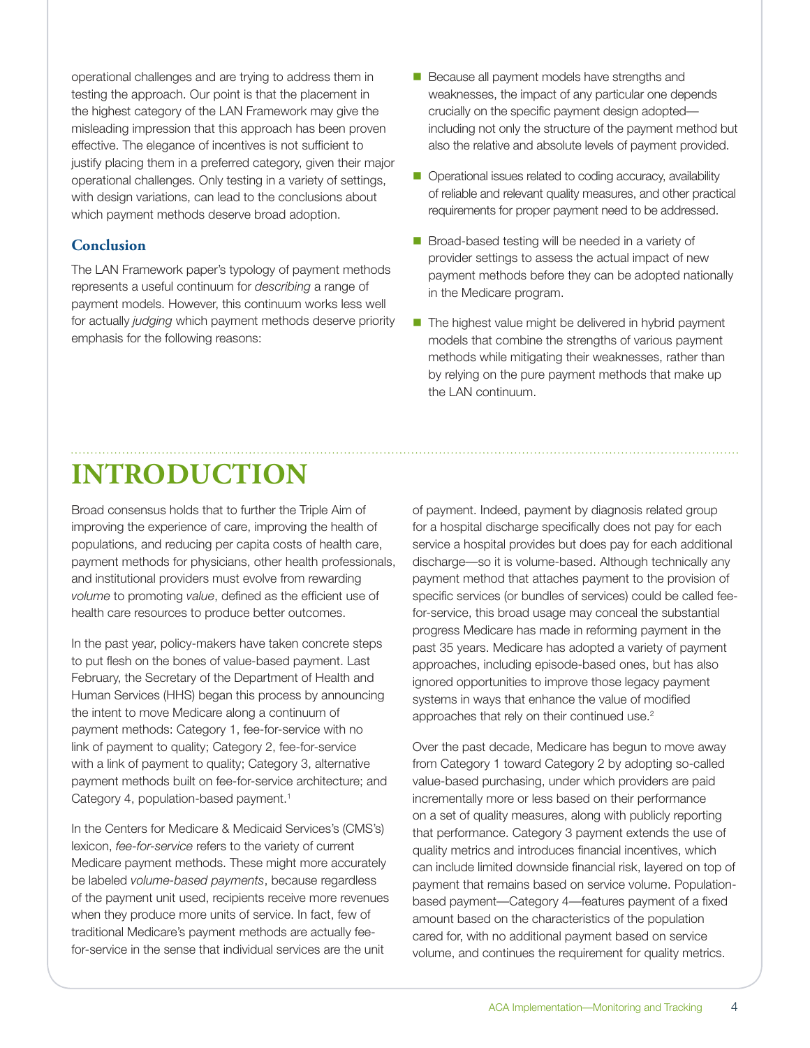operational challenges and are trying to address them in testing the approach. Our point is that the placement in the highest category of the LAN Framework may give the misleading impression that this approach has been proven effective. The elegance of incentives is not sufficient to justify placing them in a preferred category, given their major operational challenges. Only testing in a variety of settings, with design variations, can lead to the conclusions about which payment methods deserve broad adoption.

### Conclusion

The LAN Framework paper's typology of payment methods represents a useful continuum for *describing* a range of payment models. However, this continuum works less well for actually *judging* which payment methods deserve priority emphasis for the following reasons:

- Because all payment models have strengths and weaknesses, the impact of any particular one depends crucially on the specific payment design adopted—including not only the structure of the payment method but also the relative and absolute levels of payment provided.
- Operational issues related to coding accuracy, availability of reliable and relevant quality measures, and other practical requirements for proper payment need to be addressed.
- Broad-based testing will be needed in a variety of provider settings to assess the actual impact of new payment methods before they can be adopted nationally in the Medicare program.
- The highest value might be delivered in hybrid payment models that combine the strengths of various payment methods while mitigating their weaknesses, rather than by relying on the pure payment methods that make up the LAN continuum.

# INTRODUCTION

Broad consensus holds that to further the Triple Aim of improving the experience of care, improving the health of populations, and reducing per capita costs of health care, payment methods for physicians, other health professionals, and institutional providers must evolve from rewarding *volume* to promoting *value*, defined as the efficient use of health care resources to produce better outcomes.

In the past year, policy-makers have taken concrete steps to put flesh on the bones of value-based payment. Last February, the Secretary of the Department of Health and Human Services (HHS) began this process by announcing the intent to move Medicare along a continuum of payment methods: Category 1, fee-for-service with no link of payment to quality; Category 2, fee-for-service with a link of payment to quality; Category 3, alternative payment methods built on fee-for-service architecture; and Category 4, population-based payment.[1]

In the Centers for Medicare & Medicaid Services's (CMS's) lexicon, *fee-for-service* refers to the variety of current Medicare payment methods. These might more accurately be labeled *volume-based payments*, because regardless of the payment unit used, recipients receive more revenues when they produce more units of service. In fact, few of traditional Medicare's payment methods are actually fee-for-service in the sense that individual services are the unit of payment. Indeed, payment by diagnosis related group for a hospital discharge specifically does not pay for each service a hospital provides but does pay for each additional discharge—so it is volume-based. Although technically any payment method that attaches payment to the provision of specific services (or bundles of services) could be called fee-for-service, this broad usage may conceal the substantial progress Medicare has made in reforming payment in the past 35 years. Medicare has adopted a variety of payment approaches, including episode-based ones, but has also ignored opportunities to improve those legacy payment systems in ways that enhance the value of modified approaches that rely on their continued use.[2]

Over the past decade, Medicare has begun to move away from Category 1 toward Category 2 by adopting so-called value-based purchasing, under which providers are paid incrementally more or less based on their performance on a set of quality measures, along with publicly reporting that performance. Category 3 payment extends the use of quality metrics and introduces financial incentives, which can include limited downside financial risk, layered on top of payment that remains based on service volume. Population-based payment—Category 4—features payment of a fixed amount based on the characteristics of the population cared for, with no additional payment based on service volume, and continues the requirement for quality metrics.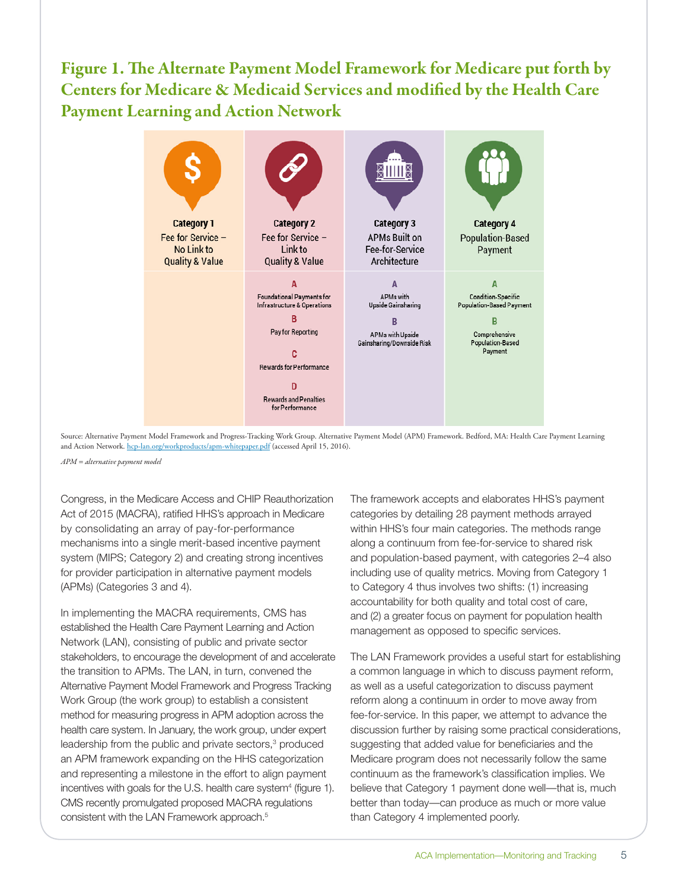## Figure 1. The Alternate Payment Model Framework for Medicare put forth by Centers for Medicare & Medicaid Services and modified by the Health Care Payment Learning and Action Network

| Category 1 Fee for Service – No Link to Quality & Value | Category 2 Fee for Service – Link to Quality & Value | Category 3 APMs Built on Fee-for-Service Architecture | Category 4 Population-Based Payment |
|---|---|---|---|
| | A Foundational Payments for Infrastructure & Operations | A APMs with Upside Gainsharing | A Condition-Specific Population-Based Payment |
| | B Pay for Reporting | B APMs with Upside Gainsharing/Downside Risk | B Comprehensive Population-Based Payment |
| | C Rewards for Performance | | |
| | D Rewards and Penalties for Performance | | |

Source: Alternative Payment Model Framework and Progress-Tracking Work Group. Alternative Payment Model (APM) Framework. Bedford, MA: Health Care Payment Learning and Action Network. hcp-lan.org/workproducts/apm-whitepaper.pdf (accessed April 15, 2016).

*APM = alternative payment model*

Congress, in the Medicare Access and CHIP Reauthorization Act of 2015 (MACRA), ratified HHS's approach in Medicare by consolidating an array of pay-for-performance mechanisms into a single merit-based incentive payment system (MIPS; Category 2) and creating strong incentives for provider participation in alternative payment models (APMs) (Categories 3 and 4).

In implementing the MACRA requirements, CMS has established the Health Care Payment Learning and Action Network (LAN), consisting of public and private sector stakeholders, to encourage the development of and accelerate the transition to APMs. The LAN, in turn, convened the Alternative Payment Model Framework and Progress Tracking Work Group (the work group) to establish a consistent method for measuring progress in APM adoption across the health care system. In January, the work group, under expert leadership from the public and private sectors,[3] produced an APM framework expanding on the HHS categorization and representing a milestone in the effort to align payment incentives with goals for the U.S. health care system[4] (figure 1). CMS recently promulgated proposed MACRA regulations consistent with the LAN Framework approach.[5]

The framework accepts and elaborates HHS's payment categories by detailing 28 payment methods arrayed within HHS's four main categories. The methods range along a continuum from fee-for-service to shared risk and population-based payment, with categories 2–4 also including use of quality metrics. Moving from Category 1 to Category 4 thus involves two shifts: (1) increasing accountability for both quality and total cost of care, and (2) a greater focus on payment for population health management as opposed to specific services.

The LAN Framework provides a useful start for establishing a common language in which to discuss payment reform, as well as a useful categorization to discuss payment reform along a continuum in order to move away from fee-for-service. In this paper, we attempt to advance the discussion further by raising some practical considerations, suggesting that added value for beneficiaries and the Medicare program does not necessarily follow the same continuum as the framework's classification implies. We believe that Category 1 payment done well—that is, much better than today—can produce as much or more value than Category 4 implemented poorly.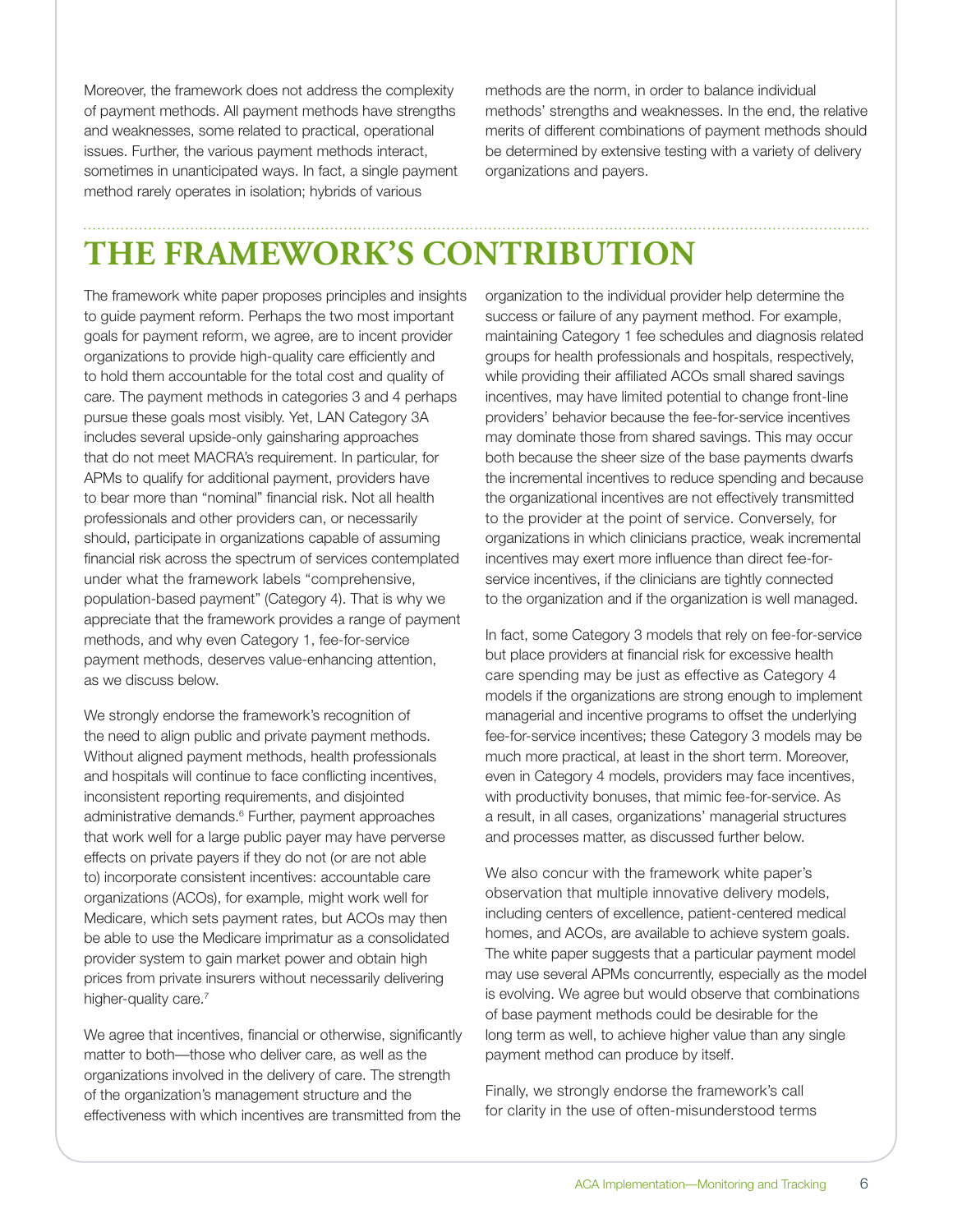Moreover, the framework does not address the complexity of payment methods. All payment methods have strengths and weaknesses, some related to practical, operational issues. Further, the various payment methods interact, sometimes in unanticipated ways. In fact, a single payment method rarely operates in isolation; hybrids of various methods are the norm, in order to balance individual methods' strengths and weaknesses. In the end, the relative merits of different combinations of payment methods should be determined by extensive testing with a variety of delivery organizations and payers.

# THE FRAMEWORK'S CONTRIBUTION

The framework white paper proposes principles and insights to guide payment reform. Perhaps the two most important goals for payment reform, we agree, are to incent provider organizations to provide high-quality care efficiently and to hold them accountable for the total cost and quality of care. The payment methods in categories 3 and 4 perhaps pursue these goals most visibly. Yet, LAN Category 3A includes several upside-only gainsharing approaches that do not meet MACRA's requirement. In particular, for APMs to qualify for additional payment, providers have to bear more than "nominal" financial risk. Not all health professionals and other providers can, or necessarily should, participate in organizations capable of assuming financial risk across the spectrum of services contemplated under what the framework labels "comprehensive, population-based payment" (Category 4). That is why we appreciate that the framework provides a range of payment methods, and why even Category 1, fee-for-service payment methods, deserves value-enhancing attention, as we discuss below.

We strongly endorse the framework's recognition of the need to align public and private payment methods. Without aligned payment methods, health professionals and hospitals will continue to face conflicting incentives, inconsistent reporting requirements, and disjointed administrative demands.[6] Further, payment approaches that work well for a large public payer may have perverse effects on private payers if they do not (or are not able to) incorporate consistent incentives: accountable care organizations (ACOs), for example, might work well for Medicare, which sets payment rates, but ACOs may then be able to use the Medicare imprimatur as a consolidated provider system to gain market power and obtain high prices from private insurers without necessarily delivering higher-quality care.[7]

We agree that incentives, financial or otherwise, significantly matter to both—those who deliver care, as well as the organizations involved in the delivery of care. The strength of the organization's management structure and the effectiveness with which incentives are transmitted from the organization to the individual provider help determine the success or failure of any payment method. For example, maintaining Category 1 fee schedules and diagnosis related groups for health professionals and hospitals, respectively, while providing their affiliated ACOs small shared savings incentives, may have limited potential to change front-line providers' behavior because the fee-for-service incentives may dominate those from shared savings. This may occur both because the sheer size of the base payments dwarfs the incremental incentives to reduce spending and because the organizational incentives are not effectively transmitted to the provider at the point of service. Conversely, for organizations in which clinicians practice, weak incremental incentives may exert more influence than direct fee-for-service incentives, if the clinicians are tightly connected to the organization and if the organization is well managed.

In fact, some Category 3 models that rely on fee-for-service but place providers at financial risk for excessive health care spending may be just as effective as Category 4 models if the organizations are strong enough to implement managerial and incentive programs to offset the underlying fee-for-service incentives; these Category 3 models may be much more practical, at least in the short term. Moreover, even in Category 4 models, providers may face incentives, with productivity bonuses, that mimic fee-for-service. As a result, in all cases, organizations' managerial structures and processes matter, as discussed further below.

We also concur with the framework white paper's observation that multiple innovative delivery models, including centers of excellence, patient-centered medical homes, and ACOs, are available to achieve system goals. The white paper suggests that a particular payment model may use several APMs concurrently, especially as the model is evolving. We agree but would observe that combinations of base payment methods could be desirable for the long term as well, to achieve higher value than any single payment method can produce by itself.

Finally, we strongly endorse the framework's call for clarity in the use of often-misunderstood terms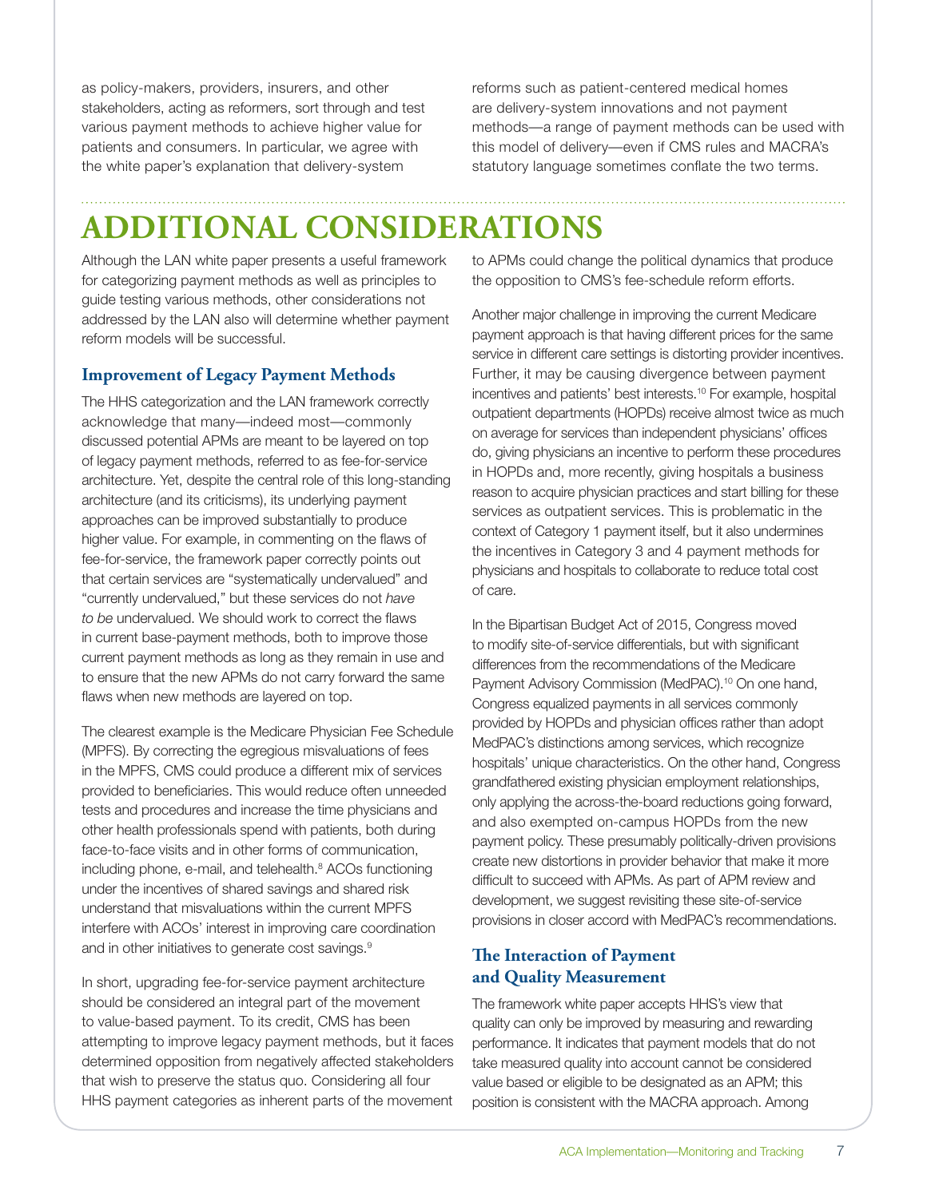as policy-makers, providers, insurers, and other stakeholders, acting as reformers, sort through and test various payment methods to achieve higher value for patients and consumers. In particular, we agree with the white paper's explanation that delivery-system reforms such as patient-centered medical homes are delivery-system innovations and not payment methods—a range of payment methods can be used with this model of delivery—even if CMS rules and MACRA's statutory language sometimes conflate the two terms.

# ADDITIONAL CONSIDERATIONS

Although the LAN white paper presents a useful framework for categorizing payment methods as well as principles to guide testing various methods, other considerations not addressed by the LAN also will determine whether payment reform models will be successful.

## Improvement of Legacy Payment Methods

The HHS categorization and the LAN framework correctly acknowledge that many—indeed most—commonly discussed potential APMs are meant to be layered on top of legacy payment methods, referred to as fee-for-service architecture. Yet, despite the central role of this long-standing architecture (and its criticisms), its underlying payment approaches can be improved substantially to produce higher value. For example, in commenting on the flaws of fee-for-service, the framework paper correctly points out that certain services are "systematically undervalued" and "currently undervalued," but these services do not *have to be* undervalued. We should work to correct the flaws in current base-payment methods, both to improve those current payment methods as long as they remain in use and to ensure that the new APMs do not carry forward the same flaws when new methods are layered on top.

The clearest example is the Medicare Physician Fee Schedule (MPFS). By correcting the egregious misvaluations of fees in the MPFS, CMS could produce a different mix of services provided to beneficiaries. This would reduce often unneeded tests and procedures and increase the time physicians and other health professionals spend with patients, both during face-to-face visits and in other forms of communication, including phone, e-mail, and telehealth.[8] ACOs functioning under the incentives of shared savings and shared risk understand that misvaluations within the current MPFS interfere with ACOs' interest in improving care coordination and in other initiatives to generate cost savings.[9]

In short, upgrading fee-for-service payment architecture should be considered an integral part of the movement to value-based payment. To its credit, CMS has been attempting to improve legacy payment methods, but it faces determined opposition from negatively affected stakeholders that wish to preserve the status quo. Considering all four HHS payment categories as inherent parts of the movement to APMs could change the political dynamics that produce the opposition to CMS's fee-schedule reform efforts.

Another major challenge in improving the current Medicare payment approach is that having different prices for the same service in different care settings is distorting provider incentives. Further, it may be causing divergence between payment incentives and patients' best interests.[10] For example, hospital outpatient departments (HOPDs) receive almost twice as much on average for services than independent physicians' offices do, giving physicians an incentive to perform these procedures in HOPDs and, more recently, giving hospitals a business reason to acquire physician practices and start billing for these services as outpatient services. This is problematic in the context of Category 1 payment itself, but it also undermines the incentives in Category 3 and 4 payment methods for physicians and hospitals to collaborate to reduce total cost of care.

In the Bipartisan Budget Act of 2015, Congress moved to modify site-of-service differentials, but with significant differences from the recommendations of the Medicare Payment Advisory Commission (MedPAC).[10] On one hand, Congress equalized payments in all services commonly provided by HOPDs and physician offices rather than adopt MedPAC's distinctions among services, which recognize hospitals' unique characteristics. On the other hand, Congress grandfathered existing physician employment relationships, only applying the across-the-board reductions going forward, and also exempted on-campus HOPDs from the new payment policy. These presumably politically-driven provisions create new distortions in provider behavior that make it more difficult to succeed with APMs. As part of APM review and development, we suggest revisiting these site-of-service provisions in closer accord with MedPAC's recommendations.

## The Interaction of Payment and Quality Measurement

The framework white paper accepts HHS's view that quality can only be improved by measuring and rewarding performance. It indicates that payment models that do not take measured quality into account cannot be considered value based or eligible to be designated as an APM; this position is consistent with the MACRA approach. Among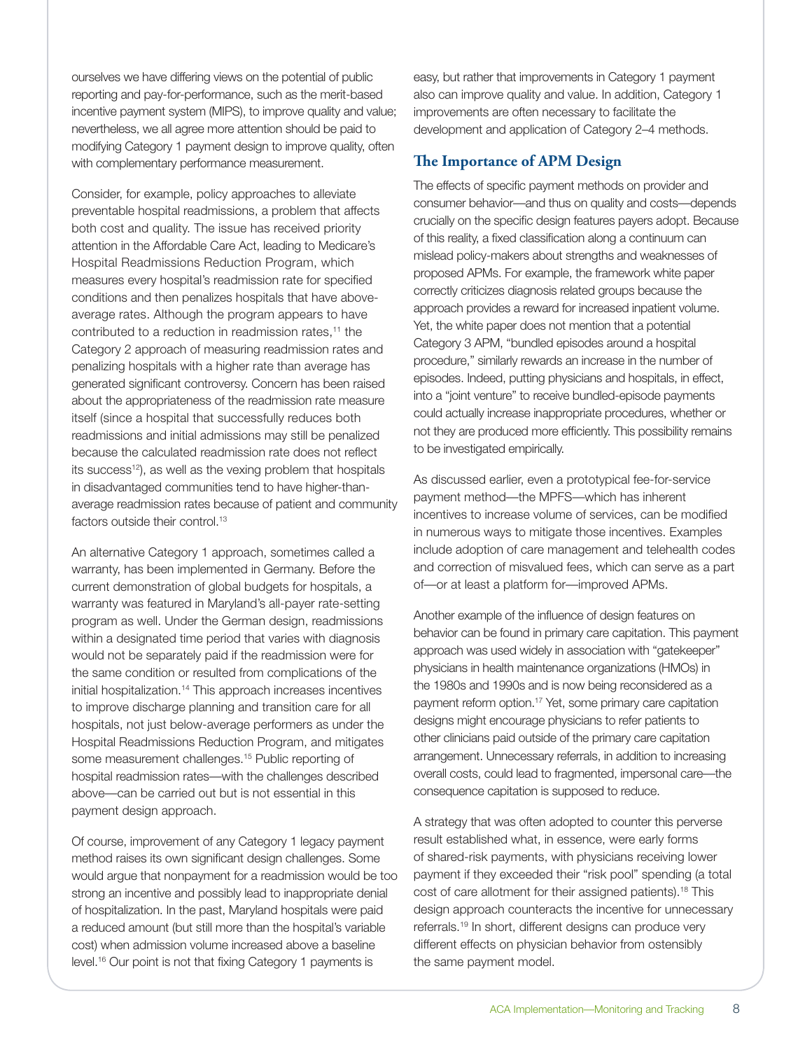ourselves we have differing views on the potential of public reporting and pay-for-performance, such as the merit-based incentive payment system (MIPS), to improve quality and value; nevertheless, we all agree more attention should be paid to modifying Category 1 payment design to improve quality, often with complementary performance measurement.

Consider, for example, policy approaches to alleviate preventable hospital readmissions, a problem that affects both cost and quality. The issue has received priority attention in the Affordable Care Act, leading to Medicare's Hospital Readmissions Reduction Program, which measures every hospital's readmission rate for specified conditions and then penalizes hospitals that have above-average rates. Although the program appears to have contributed to a reduction in readmission rates,[11] the Category 2 approach of measuring readmission rates and penalizing hospitals with a higher rate than average has generated significant controversy. Concern has been raised about the appropriateness of the readmission rate measure itself (since a hospital that successfully reduces both readmissions and initial admissions may still be penalized because the calculated readmission rate does not reflect its success[12]), as well as the vexing problem that hospitals in disadvantaged communities tend to have higher-than-average readmission rates because of patient and community factors outside their control.[13]

An alternative Category 1 approach, sometimes called a warranty, has been implemented in Germany. Before the current demonstration of global budgets for hospitals, a warranty was featured in Maryland's all-payer rate-setting program as well. Under the German design, readmissions within a designated time period that varies with diagnosis would not be separately paid if the readmission were for the same condition or resulted from complications of the initial hospitalization.[14] This approach increases incentives to improve discharge planning and transition care for all hospitals, not just below-average performers as under the Hospital Readmissions Reduction Program, and mitigates some measurement challenges.[15] Public reporting of hospital readmission rates—with the challenges described above—can be carried out but is not essential in this payment design approach.

Of course, improvement of any Category 1 legacy payment method raises its own significant design challenges. Some would argue that nonpayment for a readmission would be too strong an incentive and possibly lead to inappropriate denial of hospitalization. In the past, Maryland hospitals were paid a reduced amount (but still more than the hospital's variable cost) when admission volume increased above a baseline level.[16] Our point is not that fixing Category 1 payments is easy, but rather that improvements in Category 1 payment also can improve quality and value. In addition, Category 1 improvements are often necessary to facilitate the development and application of Category 2–4 methods.

## The Importance of APM Design

The effects of specific payment methods on provider and consumer behavior—and thus on quality and costs—depends crucially on the specific design features payers adopt. Because of this reality, a fixed classification along a continuum can mislead policy-makers about strengths and weaknesses of proposed APMs. For example, the framework white paper correctly criticizes diagnosis related groups because the approach provides a reward for increased inpatient volume. Yet, the white paper does not mention that a potential Category 3 APM, "bundled episodes around a hospital procedure," similarly rewards an increase in the number of episodes. Indeed, putting physicians and hospitals, in effect, into a "joint venture" to receive bundled-episode payments could actually increase inappropriate procedures, whether or not they are produced more efficiently. This possibility remains to be investigated empirically.

As discussed earlier, even a prototypical fee-for-service payment method—the MPFS—which has inherent incentives to increase volume of services, can be modified in numerous ways to mitigate those incentives. Examples include adoption of care management and telehealth codes and correction of misvalued fees, which can serve as a part of—or at least a platform for—improved APMs.

Another example of the influence of design features on behavior can be found in primary care capitation. This payment approach was used widely in association with "gatekeeper" physicians in health maintenance organizations (HMOs) in the 1980s and 1990s and is now being reconsidered as a payment reform option.[17] Yet, some primary care capitation designs might encourage physicians to refer patients to other clinicians paid outside of the primary care capitation arrangement. Unnecessary referrals, in addition to increasing overall costs, could lead to fragmented, impersonal care—the consequence capitation is supposed to reduce.

A strategy that was often adopted to counter this perverse result established what, in essence, were early forms of shared-risk payments, with physicians receiving lower payment if they exceeded their "risk pool" spending (a total cost of care allotment for their assigned patients).[18] This design approach counteracts the incentive for unnecessary referrals.[19] In short, different designs can produce very different effects on physician behavior from ostensibly the same payment model.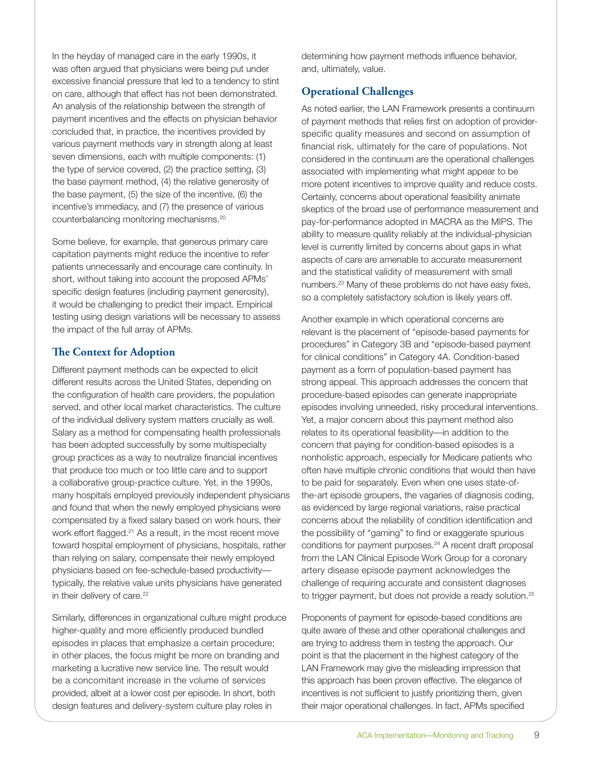In the heyday of managed care in the early 1990s, it was often argued that physicians were being put under excessive financial pressure that led to a tendency to stint on care, although that effect has not been demonstrated. An analysis of the relationship between the strength of payment incentives and the effects on physician behavior concluded that, in practice, the incentives provided by various payment methods vary in strength along at least seven dimensions, each with multiple components: (1) the type of service covered, (2) the practice setting, (3) the base payment method, (4) the relative generosity of the base payment, (5) the size of the incentive, (6) the incentive's immediacy, and (7) the presence of various counterbalancing monitoring mechanisms.[20]

Some believe, for example, that generous primary care capitation payments might reduce the incentive to refer patients unnecessarily and encourage care continuity. In short, without taking into account the proposed APMs' specific design features (including payment generosity), it would be challenging to predict their impact. Empirical testing using design variations will be necessary to assess the impact of the full array of APMs.

## The Context for Adoption

Different payment methods can be expected to elicit different results across the United States, depending on the configuration of health care providers, the population served, and other local market characteristics. The culture of the individual delivery system matters crucially as well. Salary as a method for compensating health professionals has been adopted successfully by some multispecialty group practices as a way to neutralize financial incentives that produce too much or too little care and to support a collaborative group-practice culture. Yet, in the 1990s, many hospitals employed previously independent physicians and found that when the newly employed physicians were compensated by a fixed salary based on work hours, their work effort flagged.[21] As a result, in the most recent move toward hospital employment of physicians, hospitals, rather than relying on salary, compensate their newly employed physicians based on fee-schedule-based productivity—typically, the relative value units physicians have generated in their delivery of care.[22]

Similarly, differences in organizational culture might produce higher-quality and more efficiently produced bundled episodes in places that emphasize a certain procedure; in other places, the focus might be more on branding and marketing a lucrative new service line. The result would be a concomitant increase in the volume of services provided, albeit at a lower cost per episode. In short, both design features and delivery-system culture play roles in determining how payment methods influence behavior, and, ultimately, value.

## Operational Challenges

As noted earlier, the LAN Framework presents a continuum of payment methods that relies first on adoption of provider-specific quality measures and second on assumption of financial risk, ultimately for the care of populations. Not considered in the continuum are the operational challenges associated with implementing what might appear to be more potent incentives to improve quality and reduce costs. Certainly, concerns about operational feasibility animate skeptics of the broad use of performance measurement and pay-for-performance adopted in MACRA as the MIPS. The ability to measure quality reliably at the individual-physician level is currently limited by concerns about gaps in what aspects of care are amenable to accurate measurement and the statistical validity of measurement with small numbers.[23] Many of these problems do not have easy fixes, so a completely satisfactory solution is likely years off.

Another example in which operational concerns are relevant is the placement of "episode-based payments for procedures" in Category 3B and "episode-based payment for clinical conditions" in Category 4A. Condition-based payment as a form of population-based payment has strong appeal. This approach addresses the concern that procedure-based episodes can generate inappropriate episodes involving unneeded, risky procedural interventions. Yet, a major concern about this payment method also relates to its operational feasibility—in addition to the concern that paying for condition-based episodes is a nonholistic approach, especially for Medicare patients who often have multiple chronic conditions that would then have to be paid for separately. Even when one uses state-of-the-art episode groupers, the vagaries of diagnosis coding, as evidenced by large regional variations, raise practical concerns about the reliability of condition identification and the possibility of "gaming" to find or exaggerate spurious conditions for payment purposes.[24] A recent draft proposal from the LAN Clinical Episode Work Group for a coronary artery disease episode payment acknowledges the challenge of requiring accurate and consistent diagnoses to trigger payment, but does not provide a ready solution.[25]

Proponents of payment for episode-based conditions are quite aware of these and other operational challenges and are trying to address them in testing the approach. Our point is that the placement in the highest category of the LAN Framework may give the misleading impression that this approach has been proven effective. The elegance of incentives is not sufficient to justify prioritizing them, given their major operational challenges. In fact, APMs specified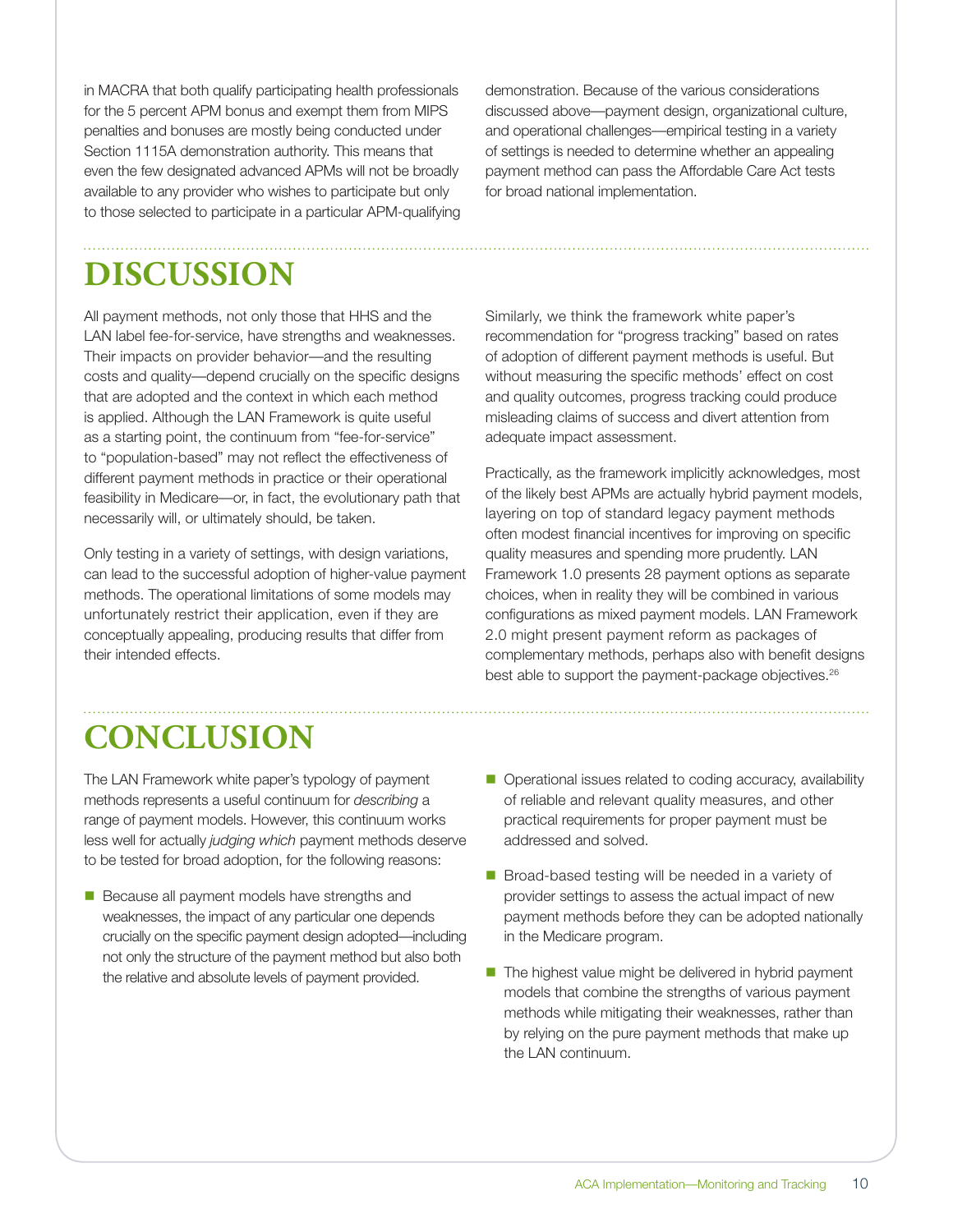in MACRA that both qualify participating health professionals for the 5 percent APM bonus and exempt them from MIPS penalties and bonuses are mostly being conducted under Section 1115A demonstration authority. This means that even the few designated advanced APMs will not be broadly available to any provider who wishes to participate but only to those selected to participate in a particular APM-qualifying demonstration. Because of the various considerations discussed above—payment design, organizational culture, and operational challenges—empirical testing in a variety of settings is needed to determine whether an appealing payment method can pass the Affordable Care Act tests for broad national implementation.

# DISCUSSION

All payment methods, not only those that HHS and the LAN label fee-for-service, have strengths and weaknesses. Their impacts on provider behavior—and the resulting costs and quality—depend crucially on the specific designs that are adopted and the context in which each method is applied. Although the LAN Framework is quite useful as a starting point, the continuum from "fee-for-service" to "population-based" may not reflect the effectiveness of different payment methods in practice or their operational feasibility in Medicare—or, in fact, the evolutionary path that necessarily will, or ultimately should, be taken.

Only testing in a variety of settings, with design variations, can lead to the successful adoption of higher-value payment methods. The operational limitations of some models may unfortunately restrict their application, even if they are conceptually appealing, producing results that differ from their intended effects.

Similarly, we think the framework white paper's recommendation for "progress tracking" based on rates of adoption of different payment methods is useful. But without measuring the specific methods' effect on cost and quality outcomes, progress tracking could produce misleading claims of success and divert attention from adequate impact assessment.

Practically, as the framework implicitly acknowledges, most of the likely best APMs are actually hybrid payment models, layering on top of standard legacy payment methods often modest financial incentives for improving on specific quality measures and spending more prudently. LAN Framework 1.0 presents 28 payment options as separate choices, when in reality they will be combined in various configurations as mixed payment models. LAN Framework 2.0 might present payment reform as packages of complementary methods, perhaps also with benefit designs best able to support the payment-package objectives.[26]

# CONCLUSION

The LAN Framework white paper's typology of payment methods represents a useful continuum for *describing* a range of payment models. However, this continuum works less well for actually *judging which* payment methods deserve to be tested for broad adoption, for the following reasons:

- Because all payment models have strengths and weaknesses, the impact of any particular one depends crucially on the specific payment design adopted—including not only the structure of the payment method but also both the relative and absolute levels of payment provided.
- Operational issues related to coding accuracy, availability of reliable and relevant quality measures, and other practical requirements for proper payment must be addressed and solved.
- Broad-based testing will be needed in a variety of provider settings to assess the actual impact of new payment methods before they can be adopted nationally in the Medicare program.
- The highest value might be delivered in hybrid payment models that combine the strengths of various payment methods while mitigating their weaknesses, rather than by relying on the pure payment methods that make up the LAN continuum.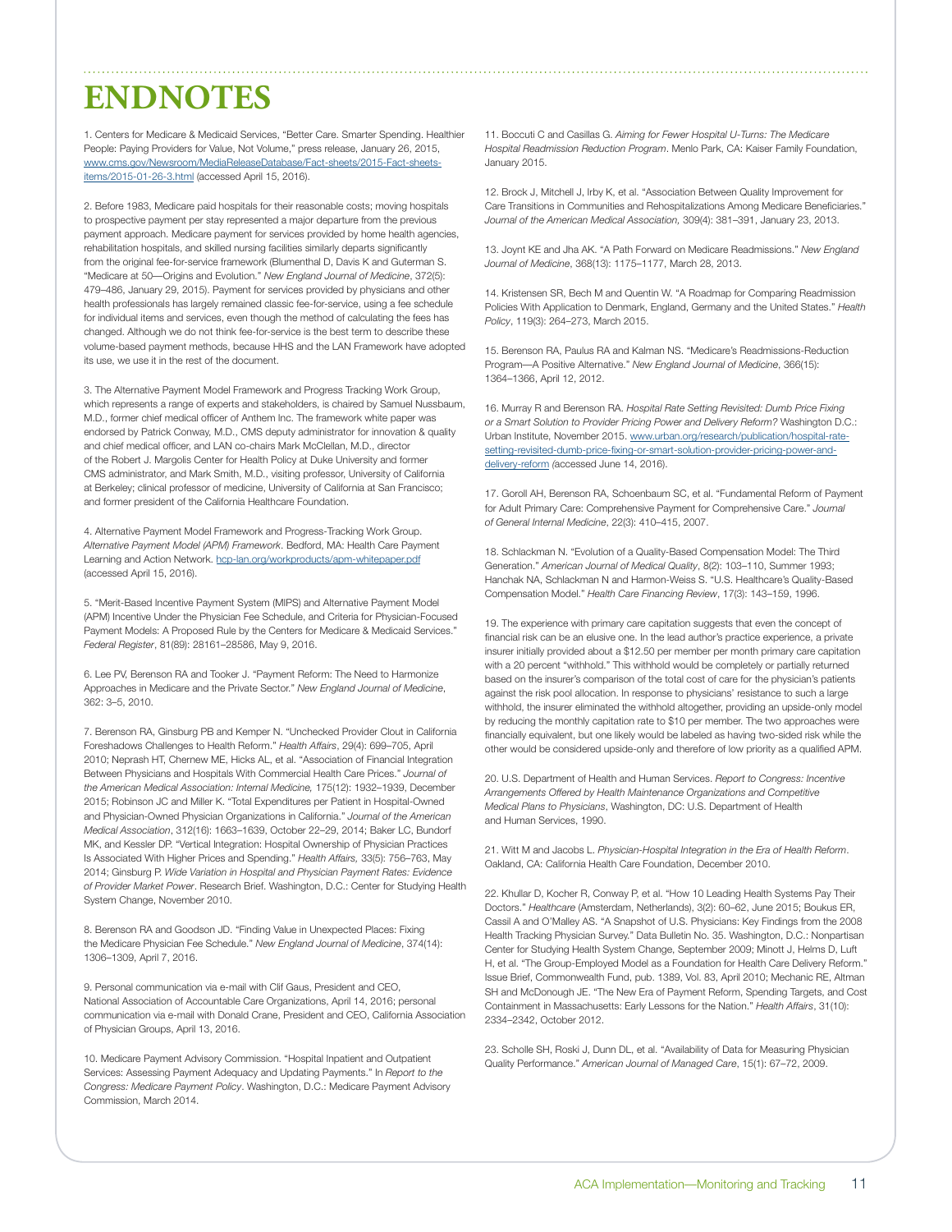# ENDNOTES

1. Centers for Medicare & Medicaid Services, "Better Care. Smarter Spending. Healthier People: Paying Providers for Value, Not Volume," press release, January 26, 2015, www.cms.gov/Newsroom/MediaReleaseDatabase/Fact-sheets/2015-Fact-sheets-items/2015-01-26-3.html (accessed April 15, 2016).

2. Before 1983, Medicare paid hospitals for their reasonable costs; moving hospitals to prospective payment per stay represented a major departure from the previous payment approach. Medicare payment for services provided by home health agencies, rehabilitation hospitals, and skilled nursing facilities similarly departs significantly from the original fee-for-service framework (Blumenthal D, Davis K and Guterman S. "Medicare at 50—Origins and Evolution." *New England Journal of Medicine*, 372(5): 479–486, January 29, 2015). Payment for services provided by physicians and other health professionals has largely remained classic fee-for-service, using a fee schedule for individual items and services, even though the method of calculating the fees has changed. Although we do not think fee-for-service is the best term to describe these volume-based payment methods, because HHS and the LAN Framework have adopted its use, we use it in the rest of the document.

3. The Alternative Payment Model Framework and Progress Tracking Work Group, which represents a range of experts and stakeholders, is chaired by Samuel Nussbaum, M.D., former chief medical officer of Anthem Inc. The framework white paper was endorsed by Patrick Conway, M.D., CMS deputy administrator for innovation & quality and chief medical officer, and LAN co-chairs Mark McClellan, M.D., director of the Robert J. Margolis Center for Health Policy at Duke University and former CMS administrator, and Mark Smith, M.D., visiting professor, University of California at Berkeley; clinical professor of medicine, University of California at San Francisco; and former president of the California Healthcare Foundation.

4. Alternative Payment Model Framework and Progress-Tracking Work Group. *Alternative Payment Model (APM) Framework*. Bedford, MA: Health Care Payment Learning and Action Network. hcp-lan.org/workproducts/apm-whitepaper.pdf (accessed April 15, 2016).

5. "Merit-Based Incentive Payment System (MIPS) and Alternative Payment Model (APM) Incentive Under the Physician Fee Schedule, and Criteria for Physician-Focused Payment Models: A Proposed Rule by the Centers for Medicare & Medicaid Services." *Federal Register*, 81(89): 28161–28586, May 9, 2016.

6. Lee PV, Berenson RA and Tooker J. "Payment Reform: The Need to Harmonize Approaches in Medicare and the Private Sector." *New England Journal of Medicine*, 362: 3–5, 2010.

7. Berenson RA, Ginsburg PB and Kemper N. "Unchecked Provider Clout in California Foreshadows Challenges to Health Reform." *Health Affairs*, 29(4): 699–705, April 2010; Neprash HT, Chernew ME, Hicks AL, et al. "Association of Financial Integration Between Physicians and Hospitals With Commercial Health Care Prices." *Journal of the American Medical Association: Internal Medicine,* 175(12): 1932–1939, December 2015; Robinson JC and Miller K. "Total Expenditures per Patient in Hospital-Owned and Physician-Owned Physician Organizations in California." *Journal of the American Medical Association*, 312(16): 1663–1639, October 22–29, 2014; Baker LC, Bundorf MK, and Kessler DP. "Vertical Integration: Hospital Ownership of Physician Practices Is Associated With Higher Prices and Spending." *Health Affairs,* 33(5): 756–763, May 2014; Ginsburg P. *Wide Variation in Hospital and Physician Payment Rates: Evidence of Provider Market Power*. Research Brief. Washington, D.C.: Center for Studying Health System Change, November 2010.

8. Berenson RA and Goodson JD. "Finding Value in Unexpected Places: Fixing the Medicare Physician Fee Schedule." *New England Journal of Medicine*, 374(14): 1306–1309, April 7, 2016.

9. Personal communication via e-mail with Clif Gaus, President and CEO, National Association of Accountable Care Organizations, April 14, 2016; personal communication via e-mail with Donald Crane, President and CEO, California Association of Physician Groups, April 13, 2016.

10. Medicare Payment Advisory Commission. "Hospital Inpatient and Outpatient Services: Assessing Payment Adequacy and Updating Payments." In *Report to the Congress: Medicare Payment Policy*. Washington, D.C.: Medicare Payment Advisory Commission, March 2014.

11. Boccuti C and Casillas G. *Aiming for Fewer Hospital U-Turns: The Medicare Hospital Readmission Reduction Program*. Menlo Park, CA: Kaiser Family Foundation, January 2015.

12. Brock J, Mitchell J, Irby K, et al. "Association Between Quality Improvement for Care Transitions in Communities and Rehospitalizations Among Medicare Beneficiaries." *Journal of the American Medical Association*, 309(4): 381–391, January 23, 2013.

13. Joynt KE and Jha AK. "A Path Forward on Medicare Readmissions." *New England Journal of Medicine*, 368(13): 1175–1177, March 28, 2013.

14. Kristensen SR, Bech M and Quentin W. "A Roadmap for Comparing Readmission Policies With Application to Denmark, England, Germany and the United States." *Health Policy*, 119(3): 264–273, March 2015.

15. Berenson RA, Paulus RA and Kalman NS. "Medicare's Readmissions-Reduction Program—A Positive Alternative." *New England Journal of Medicine*, 366(15): 1364–1366, April 12, 2012.

16. Murray R and Berenson RA. *Hospital Rate Setting Revisited: Dumb Price Fixing or a Smart Solution to Provider Pricing Power and Delivery Reform?* Washington D.C.: Urban Institute, November 2015. www.urban.org/research/publication/hospital-rate-setting-revisited-dumb-price-fixing-or-smart-solution-provider-pricing-power-and-delivery-reform (accessed June 14, 2016).

17. Goroll AH, Berenson RA, Schoenbaum SC, et al. "Fundamental Reform of Payment for Adult Primary Care: Comprehensive Payment for Comprehensive Care." *Journal of General Internal Medicine*, 22(3): 410–415, 2007.

18. Schlackman N. "Evolution of a Quality-Based Compensation Model: The Third Generation." *American Journal of Medical Quality*, 8(2): 103–110, Summer 1993; Hanchak NA, Schlackman N and Harmon-Weiss S. "U.S. Healthcare's Quality-Based Compensation Model." *Health Care Financing Review*, 17(3): 143–159, 1996.

19. The experience with primary care capitation suggests that even the concept of financial risk can be an elusive one. In the lead author's practice experience, a private insurer initially provided about a $12.50 per member per month primary care capitation with a 20 percent "withhold." This withhold would be completely or partially returned based on the insurer's comparison of the total cost of care for the physician's patients against the risk pool allocation. In response to physicians' resistance to such a large withhold, the insurer eliminated the withhold altogether, providing an upside-only model by reducing the monthly capitation rate to $10 per member. The two approaches were financially equivalent, but one likely would be labeled as having two-sided risk while the other would be considered upside-only and therefore of low priority as a qualified APM.

20. U.S. Department of Health and Human Services. *Report to Congress: Incentive Arrangements Offered by Health Maintenance Organizations and Competitive Medical Plans to Physicians*, Washington, DC: U.S. Department of Health and Human Services, 1990.

21. Witt M and Jacobs L. *Physician-Hospital Integration in the Era of Health Reform*. Oakland, CA: California Health Care Foundation, December 2010.

22. Khullar D, Kocher R, Conway P, et al. "How 10 Leading Health Systems Pay Their Doctors." *Healthcare* (Amsterdam, Netherlands), 3(2): 60–62, June 2015; Boukus ER, Cassil A and O'Malley AS. "A Snapshot of U.S. Physicians: Key Findings from the 2008 Health Tracking Physician Survey." Data Bulletin No. 35. Washington, D.C.: Nonpartisan Center for Studying Health System Change, September 2009; Minott J, Helms D, Luft H, et al. "The Group-Employed Model as a Foundation for Health Care Delivery Reform." Issue Brief, Commonwealth Fund, pub. 1389, Vol. 83, April 2010; Mechanic RE, Altman SH and McDonough JE. "The New Era of Payment Reform, Spending Targets, and Cost Containment in Massachusetts: Early Lessons for the Nation." *Health Affairs*, 31(10): 2334–2342, October 2012.

23. Scholle SH, Roski J, Dunn DL, et al. "Availability of Data for Measuring Physician Quality Performance." *American Journal of Managed Care*, 15(1): 67–72, 2009.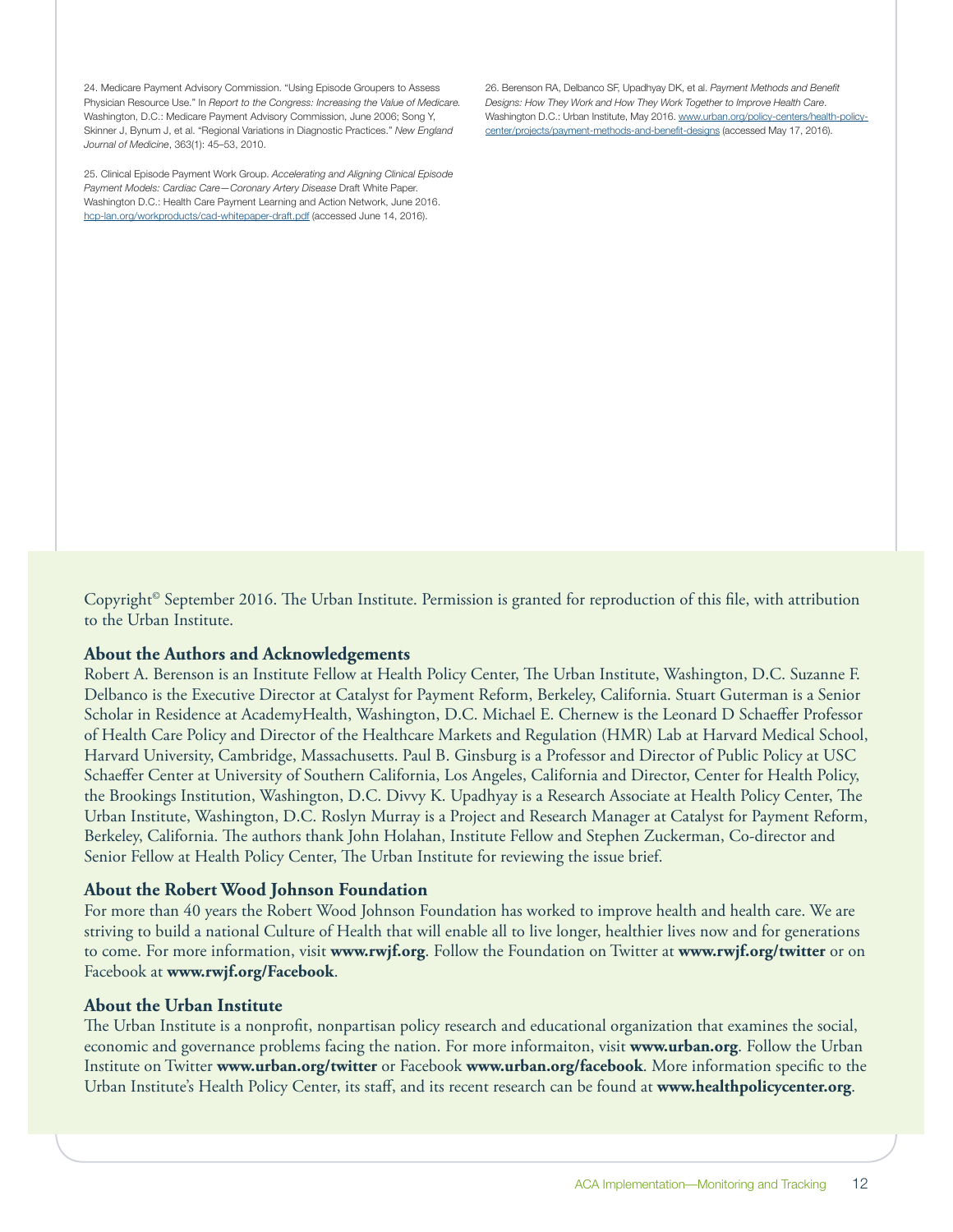24. Medicare Payment Advisory Commission. "Using Episode Groupers to Assess Physician Resource Use." In *Report to the Congress: Increasing the Value of Medicare*. Washington, D.C.: Medicare Payment Advisory Commission, June 2006; Song Y, Skinner J, Bynum J, et al. "Regional Variations in Diagnostic Practices." *New England Journal of Medicine*, 363(1): 45–53, 2010.

25. Clinical Episode Payment Work Group. *Accelerating and Aligning Clinical Episode Payment Models: Cardiac Care—Coronary Artery Disease* Draft White Paper. Washington D.C.: Health Care Payment Learning and Action Network, June 2016. [hcp-lan.org/workproducts/cad-whitepaper-draft.pdf](hcp-lan.org/workproducts/cad-whitepaper-draft.pdf) (accessed June 14, 2016).

26. Berenson RA, Delbanco SF, Upadhyay DK, et al. *Payment Methods and Benefit Designs: How They Work and How They Work Together to Improve Health Care*. Washington D.C.: Urban Institute, May 2016. [www.urban.org/policy-centers/health-policy-center/projects/payment-methods-and-benefit-designs](www.urban.org/policy-centers/health-policy-center/projects/payment-methods-and-benefit-designs) (accessed May 17, 2016).

Copyright© September 2016. The Urban Institute. Permission is granted for reproduction of this file, with attribution to the Urban Institute.

**About the Authors and Acknowledgements**

Robert A. Berenson is an Institute Fellow at Health Policy Center, The Urban Institute, Washington, D.C. Suzanne F. Delbanco is the Executive Director at Catalyst for Payment Reform, Berkeley, California. Stuart Guterman is a Senior Scholar in Residence at AcademyHealth, Washington, D.C. Michael E. Chernew is the Leonard D Schaeffer Professor of Health Care Policy and Director of the Healthcare Markets and Regulation (HMR) Lab at Harvard Medical School, Harvard University, Cambridge, Massachusetts. Paul B. Ginsburg is a Professor and Director of Public Policy at USC Schaeffer Center at University of Southern California, Los Angeles, California and Director, Center for Health Policy, the Brookings Institution, Washington, D.C. Divvy K. Upadhyay is a Research Associate at Health Policy Center, The Urban Institute, Washington, D.C. Roslyn Murray is a Project and Research Manager at Catalyst for Payment Reform, Berkeley, California. The authors thank John Holahan, Institute Fellow and Stephen Zuckerman, Co-director and Senior Fellow at Health Policy Center, The Urban Institute for reviewing the issue brief.

**About the Robert Wood Johnson Foundation**

For more than 40 years the Robert Wood Johnson Foundation has worked to improve health and health care. We are striving to build a national Culture of Health that will enable all to live longer, healthier lives now and for generations to come. For more information, visit **www.rwjf.org**. Follow the Foundation on Twitter at **www.rwjf.org/twitter** or on Facebook at **www.rwjf.org/Facebook**.

**About the Urban Institute**

The Urban Institute is a nonprofit, nonpartisan policy research and educational organization that examines the social, economic and governance problems facing the nation. For more informaiton, visit **www.urban.org**. Follow the Urban Institute on Twitter **www.urban.org/twitter** or Facebook **www.urban.org/facebook**. More information specific to the Urban Institute's Health Policy Center, its staff, and its recent research can be found at **www.healthpolicycenter.org**.